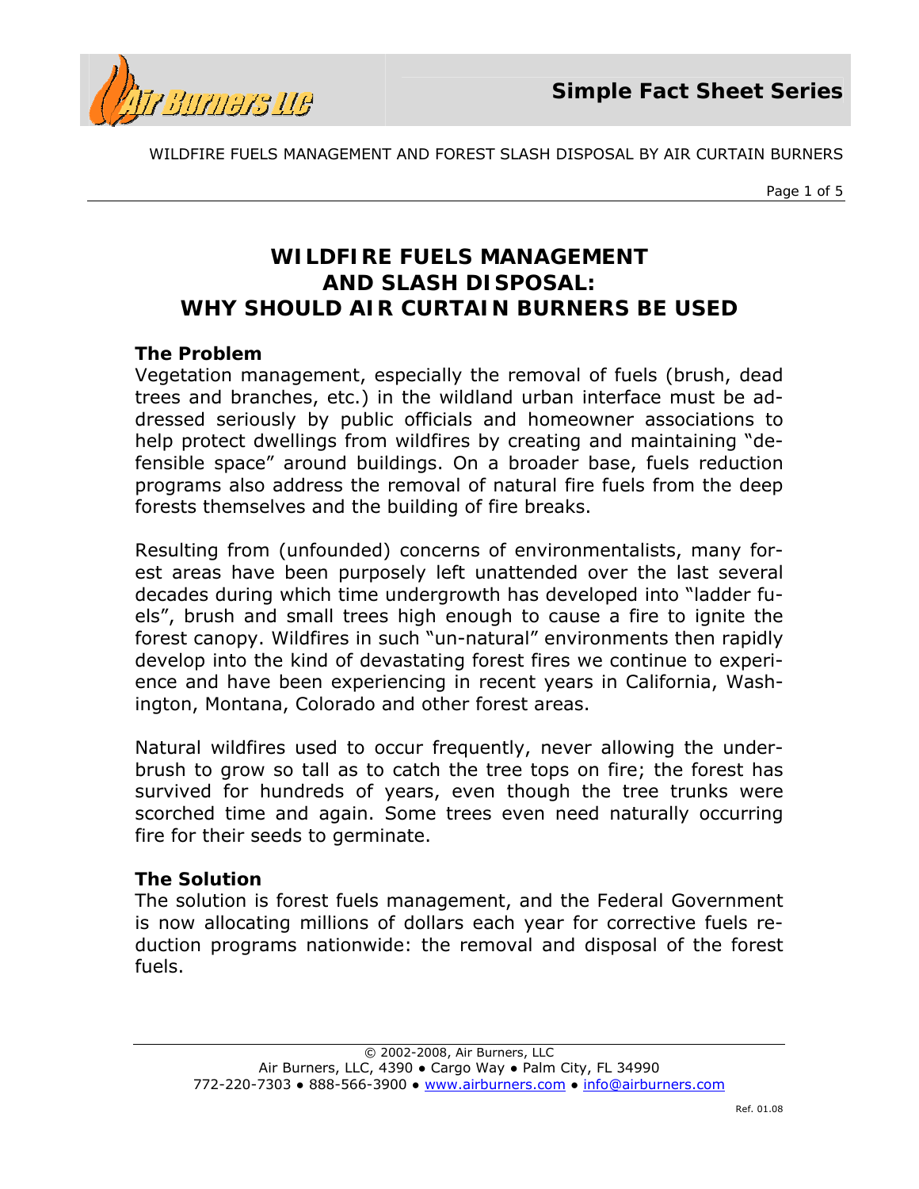# WILDFIRE FUELS MANAGEMENT AND SLASH DISPOSAL: WHY SHOULD AIR CURTAIN BURNERS BE USED

**The Problem**

Vegetation management, especially the removal of fuels (brush, dead trees and branches, etc.) in the wildland urban interface must be addressed seriously by public officials and homeowner associations to help protect dwellings from wildfires by creating and maintaining "defensible space" around buildings. On a broader base, fuels reduction programs also address the removal of natural fire fuels from the deep forests themselves and the building of fire breaks.

Resulting from (unfounded) concerns of environmentalists, many forest areas have been purposely left unattended over the last several decades during which time undergrowth has developed into "ladder fuels", brush and small trees high enough to cause a fire to ignite the forest canopy. Wildfires in such "un-natural" environments then rapidly develop into the kind of devastating forest fires we continue to experience and have been experiencing in recent years in California, Washington, Montana, Colorado and other forest areas.

Natural wildfires used to occur frequently, never allowing the underbrush to grow so tall as to catch the tree tops on fire; the forest has survived for hundreds of years, even though the tree trunks were scorched time and again. Some trees even need naturally occurring fire for their seeds to germinate.

**The Solution**

The solution is forest fuels management, and the Federal Government is now allocating millions of dollars each year for corrective fuels reduction programs nationwide: the removal and disposal of the forest fuels.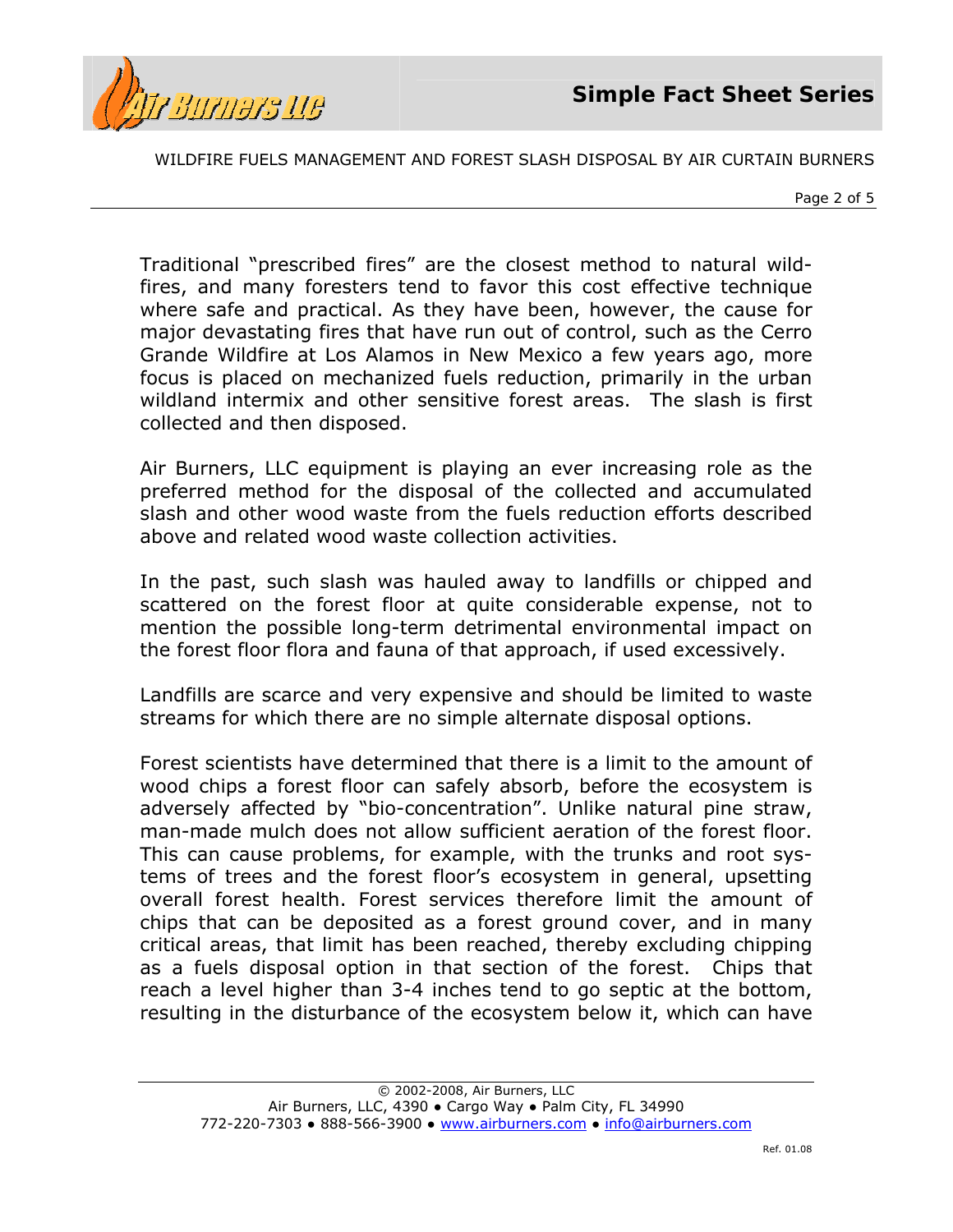Traditional "prescribed fires" are the closest method to natural wild-fires, and many foresters tend to favor this cost effective technique where safe and practical. As they have been, however, the cause for major devastating fires that have run out of control, such as the Cerro Grande Wildfire at Los Alamos in New Mexico a few years ago, more focus is placed on mechanized fuels reduction, primarily in the urban wildland intermix and other sensitive forest areas. The slash is first collected and then disposed.

Air Burners, LLC equipment is playing an ever increasing role as the preferred method for the disposal of the collected and accumulated slash and other wood waste from the fuels reduction efforts described above and related wood waste collection activities.

In the past, such slash was hauled away to landfills or chipped and scattered on the forest floor at quite considerable expense, not to mention the possible long-term detrimental environmental impact on the forest floor flora and fauna of that approach, if used excessively.

Landfills are scarce and very expensive and should be limited to waste streams for which there are no simple alternate disposal options.

Forest scientists have determined that there is a limit to the amount of wood chips a forest floor can safely absorb, before the ecosystem is adversely affected by "bio-concentration". Unlike natural pine straw, man-made mulch does not allow sufficient aeration of the forest floor. This can cause problems, for example, with the trunks and root systems of trees and the forest floor's ecosystem in general, upsetting overall forest health. Forest services therefore limit the amount of chips that can be deposited as a forest ground cover, and in many critical areas, that limit has been reached, thereby excluding chipping as a fuels disposal option in that section of the forest. Chips that reach a level higher than 3-4 inches tend to go septic at the bottom, resulting in the disturbance of the ecosystem below it, which can have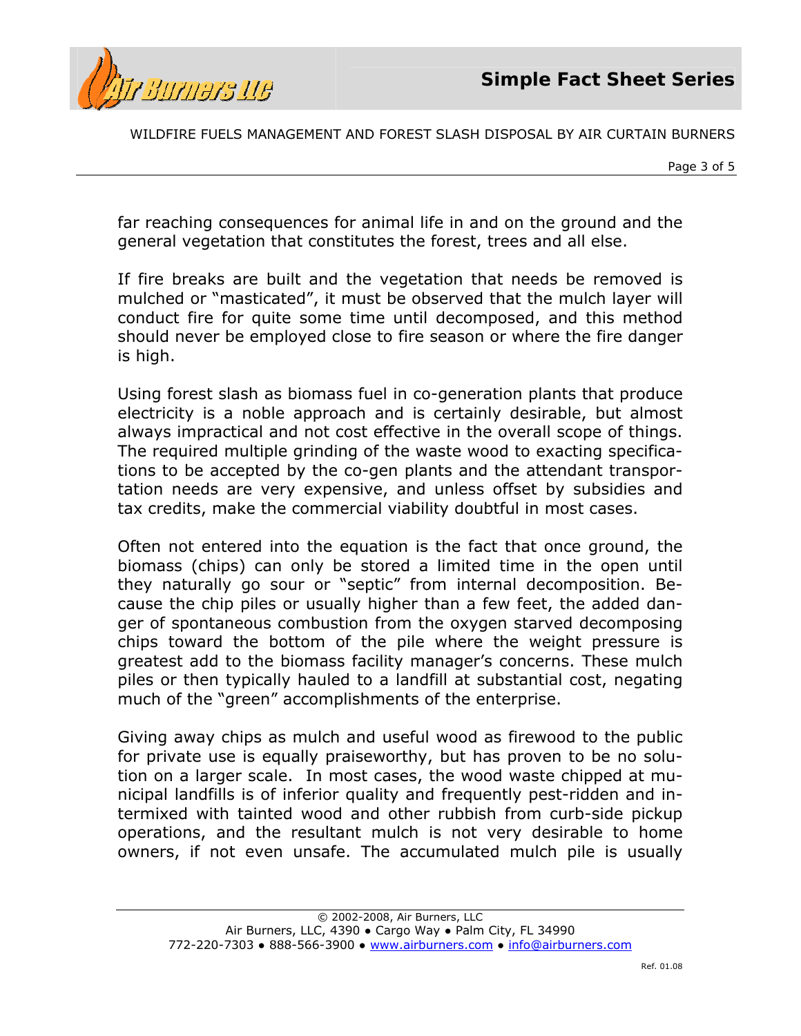far reaching consequences for animal life in and on the ground and the general vegetation that constitutes the forest, trees and all else.

If fire breaks are built and the vegetation that needs be removed is mulched or "masticated", it must be observed that the mulch layer will conduct fire for quite some time until decomposed, and this method should never be employed close to fire season or where the fire danger is high.

Using forest slash as biomass fuel in co-generation plants that produce electricity is a noble approach and is certainly desirable, but almost always impractical and not cost effective in the overall scope of things. The required multiple grinding of the waste wood to exacting specifications to be accepted by the co-gen plants and the attendant transportation needs are very expensive, and unless offset by subsidies and tax credits, make the commercial viability doubtful in most cases.

Often not entered into the equation is the fact that once ground, the biomass (chips) can only be stored a limited time in the open until they naturally go sour or "septic" from internal decomposition. Because the chip piles or usually higher than a few feet, the added danger of spontaneous combustion from the oxygen starved decomposing chips toward the bottom of the pile where the weight pressure is greatest add to the biomass facility manager's concerns. These mulch piles or then typically hauled to a landfill at substantial cost, negating much of the "green" accomplishments of the enterprise.

Giving away chips as mulch and useful wood as firewood to the public for private use is equally praiseworthy, but has proven to be no solution on a larger scale. In most cases, the wood waste chipped at municipal landfills is of inferior quality and frequently pest-ridden and intermixed with tainted wood and other rubbish from curb-side pickup operations, and the resultant mulch is not very desirable to home owners, if not even unsafe. The accumulated mulch pile is usually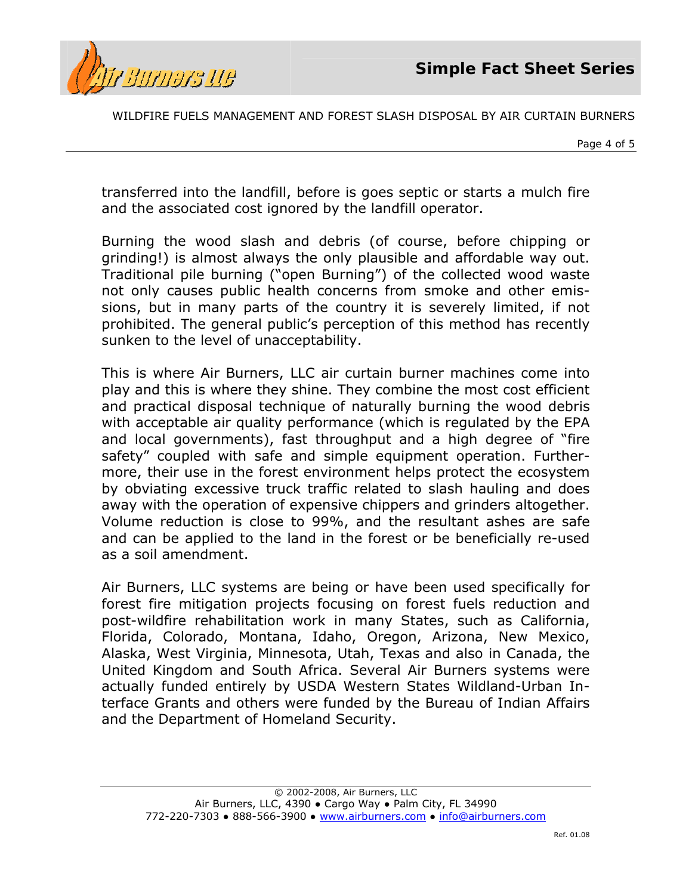transferred into the landfill, before is goes septic or starts a mulch fire and the associated cost ignored by the landfill operator.

Burning the wood slash and debris (of course, before chipping or grinding!) is almost always the only plausible and affordable way out. Traditional pile burning ("open Burning") of the collected wood waste not only causes public health concerns from smoke and other emissions, but in many parts of the country it is severely limited, if not prohibited. The general public's perception of this method has recently sunken to the level of unacceptability.

This is where Air Burners, LLC air curtain burner machines come into play and this is where they shine. They combine the most cost efficient and practical disposal technique of naturally burning the wood debris with acceptable air quality performance (which is regulated by the EPA and local governments), fast throughput and a high degree of "fire safety" coupled with safe and simple equipment operation. Furthermore, their use in the forest environment helps protect the ecosystem by obviating excessive truck traffic related to slash hauling and does away with the operation of expensive chippers and grinders altogether. Volume reduction is close to 99%, and the resultant ashes are safe and can be applied to the land in the forest or be beneficially re-used as a soil amendment.

Air Burners, LLC systems are being or have been used specifically for forest fire mitigation projects focusing on forest fuels reduction and post-wildfire rehabilitation work in many States, such as California, Florida, Colorado, Montana, Idaho, Oregon, Arizona, New Mexico, Alaska, West Virginia, Minnesota, Utah, Texas and also in Canada, the United Kingdom and South Africa. Several Air Burners systems were actually funded entirely by USDA Western States Wildland-Urban Interface Grants and others were funded by the Bureau of Indian Affairs and the Department of Homeland Security.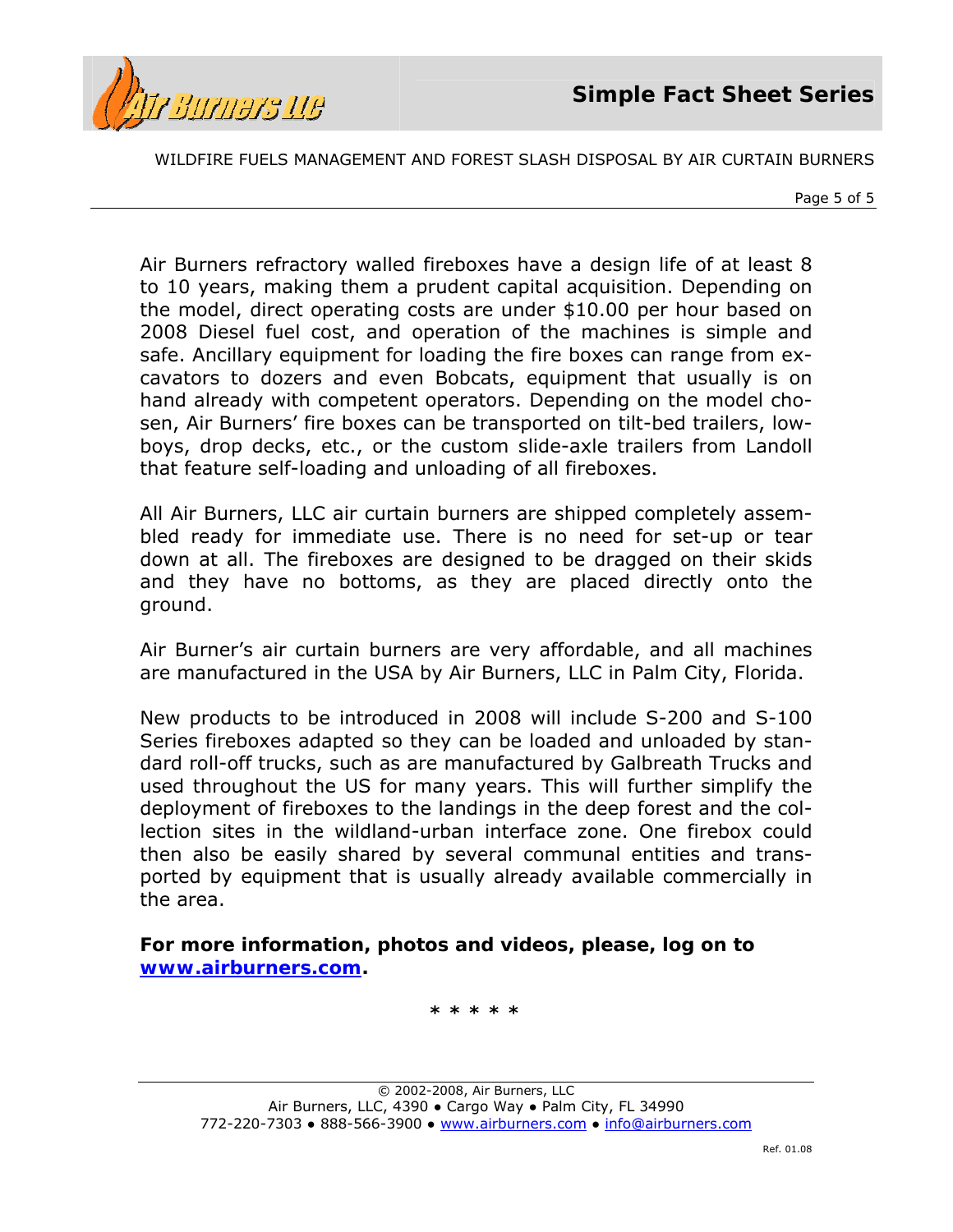Air Burners refractory walled fireboxes have a design life of at least 8 to 10 years, making them a prudent capital acquisition. Depending on the model, direct operating costs are under $10.00 per hour based on 2008 Diesel fuel cost, and operation of the machines is simple and safe. Ancillary equipment for loading the fire boxes can range from excavators to dozers and even Bobcats, equipment that usually is on hand already with competent operators. Depending on the model chosen, Air Burners' fire boxes can be transported on tilt-bed trailers, lowboys, drop decks, etc., or the custom slide-axle trailers from Landoll that feature self-loading and unloading of all fireboxes.

All Air Burners, LLC air curtain burners are shipped completely assembled ready for immediate use. There is no need for set-up or tear down at all. The fireboxes are designed to be dragged on their skids and they have no bottoms, as they are placed directly onto the ground.

Air Burner's air curtain burners are very affordable, and all machines are manufactured in the USA by Air Burners, LLC in Palm City, Florida.

New products to be introduced in 2008 will include S-200 and S-100 Series fireboxes adapted so they can be loaded and unloaded by standard roll-off trucks, such as are manufactured by Galbreath Trucks and used throughout the US for many years. This will further simplify the deployment of fireboxes to the landings in the deep forest and the collection sites in the wildland-urban interface zone. One firebox could then also be easily shared by several communal entities and transported by equipment that is usually already available commercially in the area.

**For more information, photos and videos, please, log on to [www.airburners.com](http://www.airburners.com).**

* * * * *

© 2002-2008, Air Burners, LLC
Air Burners, LLC, 4390 • Cargo Way • Palm City, FL 34990
772-220-7303 • 888-566-3900 • www.airburners.com • info@airburners.com

Ref. 01.08